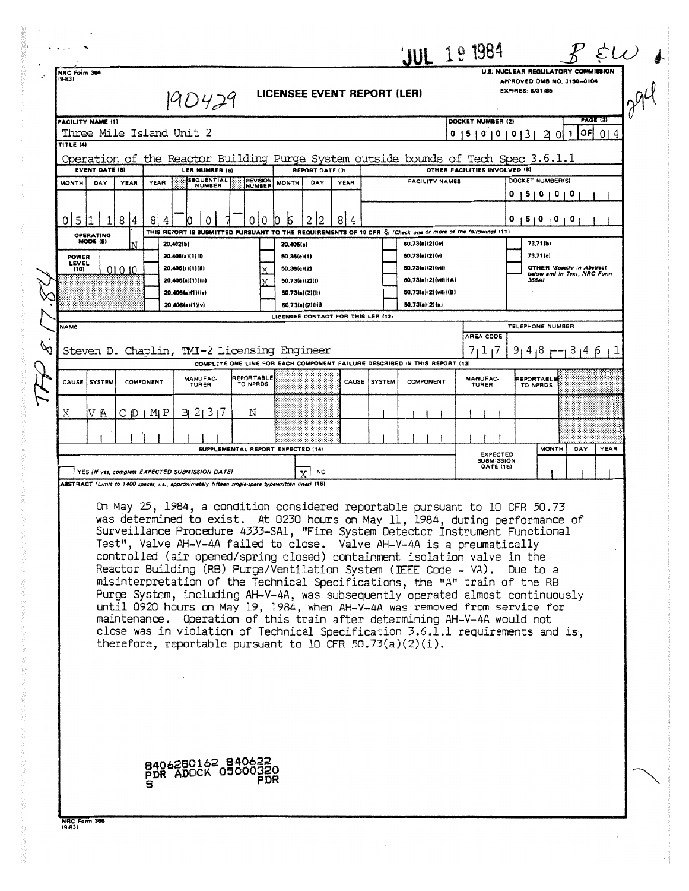JUL 19 1984

NRC Form 366 (9-83)

U.S. NUCLEAR REGULATORY COMMISSION
APPROVED OMB NO. 3150-0104
EXPIRES: 8/31/85

190429

# LICENSEE EVENT REPORT (LER)

| FACILITY NAME (1) | DOCKET NUMBER (2) | PAGE (3) |
|---|---|---|
| Three Mile Island Unit 2 | 0 5 0 0 0 3 2 0 | 1 OF 0 4 |

**TITLE (4)**
Operation of the Reactor Building Purge System outside bounds of Tech Spec 3.6.1.1

| EVENT DATE (5) | | | LER NUMBER (6) | | | REPORT DATE (7) | | | OTHER FACILITIES INVOLVED (8) | |
|---|---|---|---|---|---|---|---|---|---|---|
| MONTH | DAY | YEAR | YEAR | SEQUENTIAL NUMBER | REVISION NUMBER | MONTH | DAY | YEAR | FACILITY NAMES | DOCKET NUMBER(S) |
| 0 5 | 1 1 | 8 4 | 8 4 | 0 0 7 | 0 0 | 0 6 | 2 2 | 8 4 | | 0 5 0 0 0 |
| | | | | | | | | | | 0 5 0 0 0 |

OPERATING MODE (9): N
POWER LEVEL (10): 0 1 0 0

THIS REPORT IS SUBMITTED PURSUANT TO THE REQUIREMENTS OF 10 CFR §: (Check one or more of the following) (11)

| | | | |
|---|---|---|---|
| 20.402(b) | 20.405(c) | 50.73(a)(2)(iv) | 73.71(b) |
| 20.405(a)(1)(i) | 50.36(c)(1) | 50.73(a)(2)(v) | 73.71(c) |
| 20.405(a)(1)(ii) | X 50.36(c)(2) | 50.73(a)(2)(vii) | OTHER (Specify in Abstract below and in Text, NRC Form 366A) |
| 20.405(a)(1)(iii) | X 50.73(a)(2)(i) | 50.73(a)(2)(viii)(A) | |
| 20.405(a)(1)(iv) | 50.73(a)(2)(ii) | 50.73(a)(2)(viii)(B) | |
| 20.405(a)(1)(v) | 50.73(a)(2)(iii) | 50.73(a)(2)(x) | |

**LICENSEE CONTACT FOR THIS LER (12)**

| NAME | TELEPHONE NUMBER |
|---|---|
| Steven D. Chaplin, TMI-2 Licensing Engineer | 7 1 7 948-8461 |

**COMPLETE ONE LINE FOR EACH COMPONENT FAILURE DESCRIBED IN THIS REPORT (13)**

| CAUSE | SYSTEM | COMPONENT | MANUFACTURER | REPORTABLE TO NPRDS | CAUSE | SYSTEM | COMPONENT | MANUFACTURER | REPORTABLE TO NPRDS |
|---|---|---|---|---|---|---|---|---|---|
| X | V A | C D M P | B 2 3 7 | N | | | | | |

**SUPPLEMENTAL REPORT EXPECTED (14)**

YES (If yes, complete EXPECTED SUBMISSION DATE) — X NO

EXPECTED SUBMISSION DATE (15):

**ABSTRACT** (Limit to 1400 spaces, i.e., approximately fifteen single-space typewritten lines) (16)

On May 25, 1984, a condition considered reportable pursuant to 10 CFR 50.73 was determined to exist. At 0230 hours on May 11, 1984, during performance of Surveillance Procedure 4333-SA1, "Fire System Detector Instrument Functional Test", Valve AH-V-4A failed to close. Valve AH-V-4A is a pneumatically controlled (air opened/spring closed) containment isolation valve in the Reactor Building (RB) Purge/Ventilation System (IEEE Code - VA). Due to a misinterpretation of the Technical Specifications, the "A" train of the RB Purge System, including AH-V-4A, was subsequently operated almost continuously until 0920 hours on May 19, 1984, when AH-V-4A was removed from service for maintenance. Operation of this train after determining AH-V-4A would not close was in violation of Technical Specification 3.6.1.1 requirements and is, therefore, reportable pursuant to 10 CFR 50.73(a)(2)(i).

8406280162 840622
PDR ADOCK 05000320
S PDR

NRC Form 366 (9-83)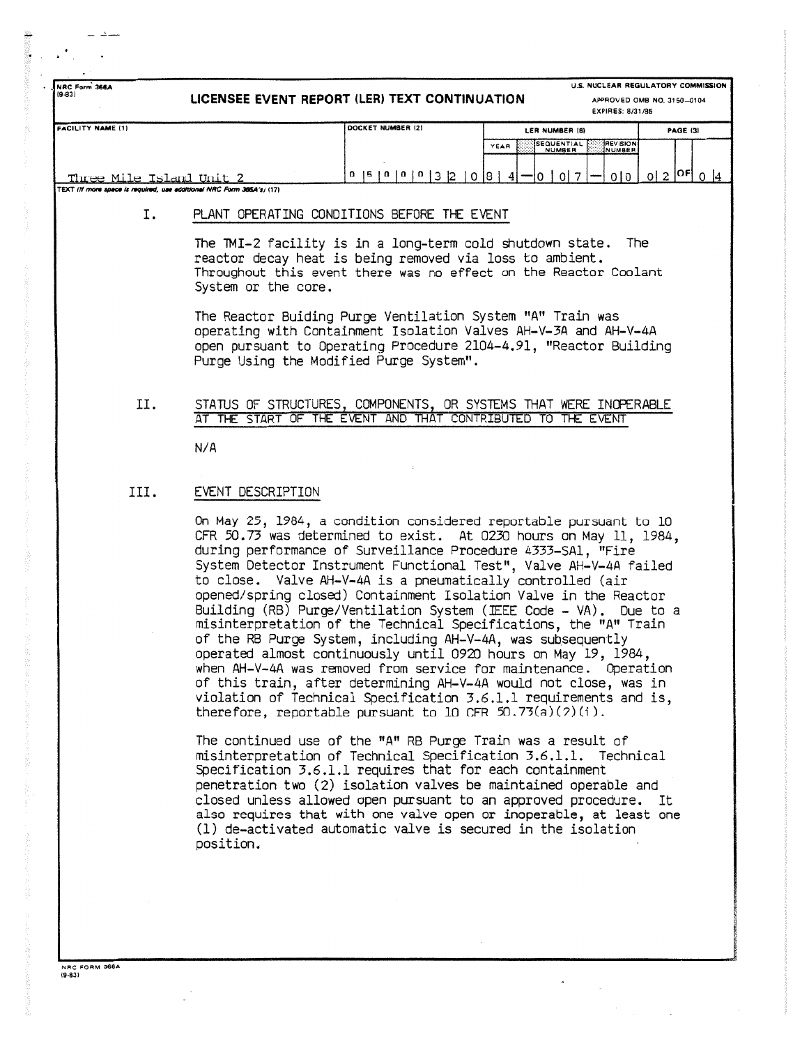NRC Form 366A
(9-83)

# LICENSEE EVENT REPORT (LER) TEXT CONTINUATION

U.S. NUCLEAR REGULATORY COMMISSION
APPROVED OMB NO. 3150-0104
EXPIRES: 8/31/85

| FACILITY NAME (1) | DOCKET NUMBER (2) | LER NUMBER (6) YEAR | SEQUENTIAL NUMBER | REVISION NUMBER | PAGE (3) |
|---|---|---|---|---|---|
| Three Mile Island Unit 2 | 0 5 0 0 0 3 2 0 | 8 4 | 0 0 7 | 0 0 | 0 2 OF 0 4 |

TEXT (If more space is required, use additional NRC Form 366A's) (17)

## I. PLANT OPERATING CONDITIONS BEFORE THE EVENT

The TMI-2 facility is in a long-term cold shutdown state. The reactor decay heat is being removed via loss to ambient. Throughout this event there was no effect on the Reactor Coolant System or the core.

The Reactor Buiding Purge Ventilation System "A" Train was operating with Containment Isolation Valves AH-V-3A and AH-V-4A open pursuant to Operating Procedure 2104-4.91, "Reactor Building Purge Using the Modified Purge System".

## II. STATUS OF STRUCTURES, COMPONENTS, OR SYSTEMS THAT WERE INOPERABLE AT THE START OF THE EVENT AND THAT CONTRIBUTED TO THE EVENT

N/A

## III. EVENT DESCRIPTION

On May 25, 1984, a condition considered reportable pursuant to 10 CFR 50.73 was determined to exist. At 0230 hours on May 11, 1984, during performance of Surveillance Procedure 4333-SA1, "Fire System Detector Instrument Functional Test", Valve AH-V-4A failed to close. Valve AH-V-4A is a pneumatically controlled (air opened/spring closed) Containment Isolation Valve in the Reactor Building (RB) Purge/Ventilation System (IEEE Code - VA). Due to a misinterpretation of the Technical Specifications, the "A" Train of the RB Purge System, including AH-V-4A, was subsequently operated almost continuously until 0920 hours on May 19, 1984, when AH-V-4A was removed from service for maintenance. Operation of this train, after determining AH-V-4A would not close, was in violation of Technical Specification 3.6.1.1 requirements and is, therefore, reportable pursuant to 10 CFR 50.73(a)(2)(i).

The continued use of the "A" RB Purge Train was a result of misinterpretation of Technical Specification 3.6.1.1. Technical Specification 3.6.1.1 requires that for each containment penetration two (2) isolation valves be maintained operable and closed unless allowed open pursuant to an approved procedure. It also requires that with one valve open or inoperable, at least one (1) de-activated automatic valve is secured in the isolation position.

NRC FORM 366A
(9-83)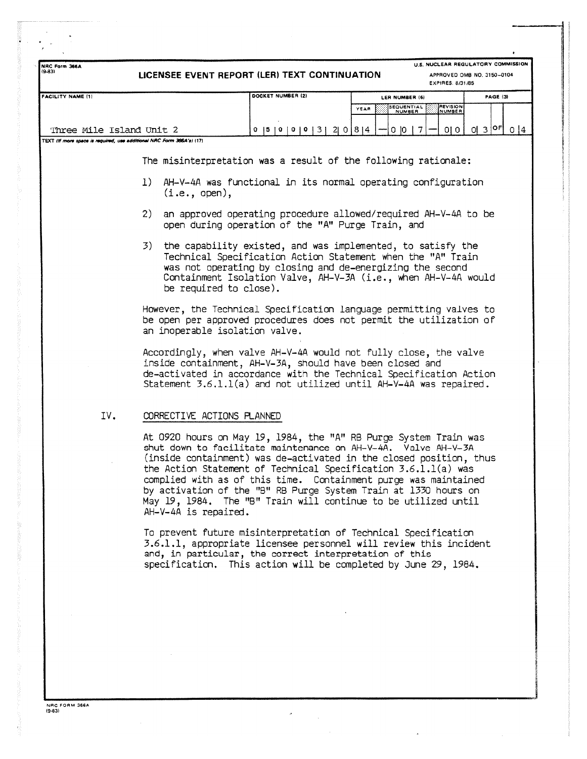| FACILITY NAME (1) | DOCKET NUMBER (2) | LER NUMBER (6) | | | PAGE (3) |
|---|---|---|---|---|---|
| | | YEAR | SEQUENTIAL NUMBER | REVISION NUMBER | |
| Three Mile Island Unit 2 | 0 5 0 0 0 3 2 0 | 8 4 | 0 0 7 | 0 0 | 0 3 OF 0 4 |

The misinterpretation was a result of the following rationale:

1) AH-V-4A was functional in its normal operating configuration (i.e., open),

2) an approved operating procedure allowed/required AH-V-4A to be open during operation of the "A" Purge Train, and

3) the capability existed, and was implemented, to satisfy the Technical Specification Action Statement when the "A" Train was not operating by closing and de-energizing the second Containment Isolation Valve, AH-V-3A (i.e., when AH-V-4A would be required to close).

However, the Technical Specification language permitting valves to be open per approved procedures does not permit the utilization of an inoperable isolation valve.

Accordingly, when valve AH-V-4A would not fully close, the valve inside containment, AH-V-3A, should have been closed and de-activated in accordance with the Technical Specification Action Statement 3.6.1.1(a) and not utilized until AH-V-4A was repaired.

## IV. CORRECTIVE ACTIONS PLANNED

At 0920 hours on May 19, 1984, the "A" RB Purge System Train was shut down to facilitate maintenance on AH-V-4A. Valve AH-V-3A (inside containment) was de-activated in the closed position, thus the Action Statement of Technical Specification 3.6.1.1(a) was complied with as of this time. Containment purge was maintained by activation of the "B" RB Purge System Train at 1330 hours on May 19, 1984. The "B" Train will continue to be utilized until AH-V-4A is repaired.

To prevent future misinterpretation of Technical Specification 3.6.1.1, appropriate licensee personnel will review this incident and, in particular, the correct interpretation of this specification. This action will be completed by June 29, 1984.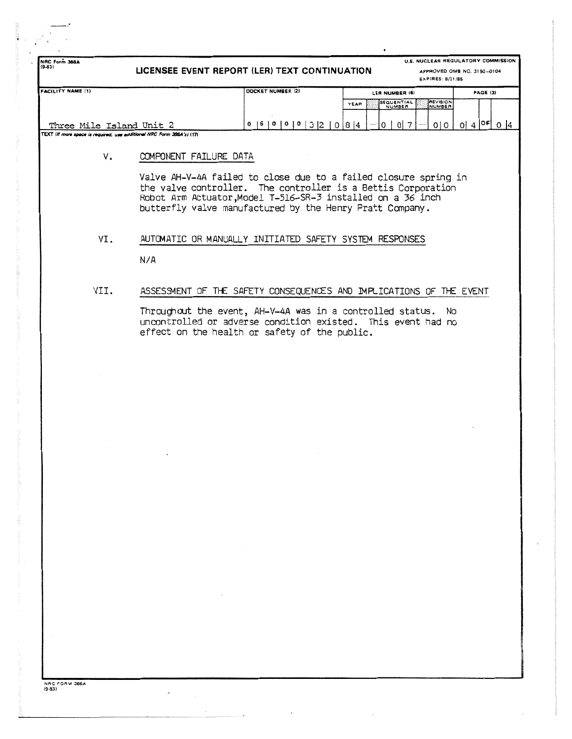NRC Form 366A (9-83)

**LICENSEE EVENT REPORT (LER) TEXT CONTINUATION**

U.S. NUCLEAR REGULATORY COMMISSION
APPROVED OMB NO. 3150-0104
EXPIRES: 8/31/85

| FACILITY NAME (1) | DOCKET NUMBER (2) | LER NUMBER (6) | | | PAGE (3) |
|---|---|---|---|---|---|
| | | YEAR | SEQUENTIAL NUMBER | REVISION NUMBER | |
| Three Mile Island Unit 2 | 0 5 0 0 0 3 2 0 | 8 4 | 0 0 7 | 0 0 | 0 4 OF 0 4 |

TEXT (If more space is required, use additional NRC Form 366A's) (17)

## V. COMPONENT FAILURE DATA

Valve AH-V-4A failed to close due to a failed closure spring in the valve controller. The controller is a Bettis Corporation Robot Arm Actuator, Model T-516-SR-3 installed on a 36 inch butterfly valve manufactured by the Henry Pratt Company.

## VI. AUTOMATIC OR MANUALLY INITIATED SAFETY SYSTEM RESPONSES

N/A

## VII. ASSESSMENT OF THE SAFETY CONSEQUENCES AND IMPLICATIONS OF THE EVENT

Throughout the event, AH-V-4A was in a controlled status. No uncontrolled or adverse condition existed. This event had no effect on the health or safety of the public.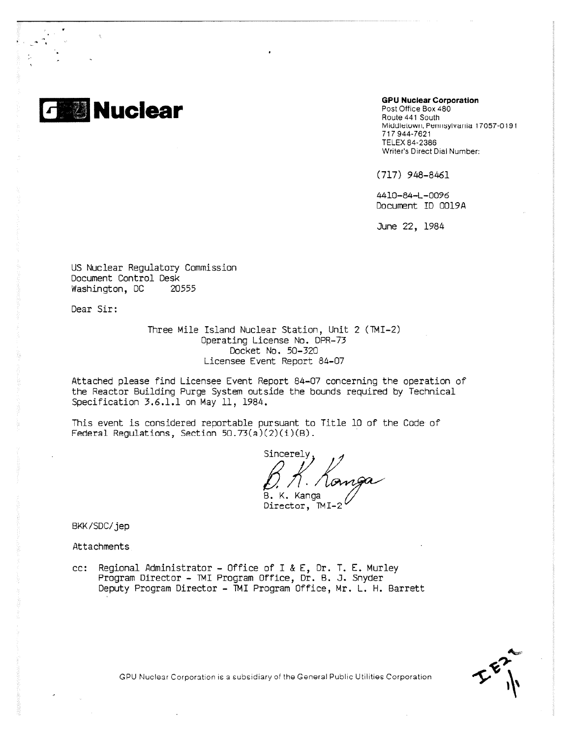# Nuclear

**GPU Nuclear Corporation**
Post Office Box 480
Route 441 South
Middletown, Pennsylvania 17057-0191
717 944-7621
TELEX 84-2386
Writer's Direct Dial Number:

(717) 948-8461

4410-84-L-0096
Document ID 0019A

June 22, 1984

US Nuclear Regulatory Commission
Document Control Desk
Washington, DC 20555

Dear Sir:

Three Mile Island Nuclear Station, Unit 2 (TMI-2)
Operating License No. DPR-73
Docket No. 50-320
Licensee Event Report 84-07

Attached please find Licensee Event Report 84-07 concerning the operation of the Reactor Building Purge System outside the bounds required by Technical Specification 3.6.1.1 on May 11, 1984.

This event is considered reportable pursuant to Title 10 of the Code of Federal Regulations, Section 50.73(a)(2)(i)(B).

Sincerely,

B. K. Kanga
Director, TMI-2

BKK/SDC/jep

Attachments

cc: Regional Administrator - Office of I & E, Dr. T. E. Murley
Program Director - TMI Program Office, Dr. B. J. Snyder
Deputy Program Director - TMI Program Office, Mr. L. H. Barrett

GPU Nuclear Corporation is a subsidiary of the General Public Utilities Corporation

IE22
1/1